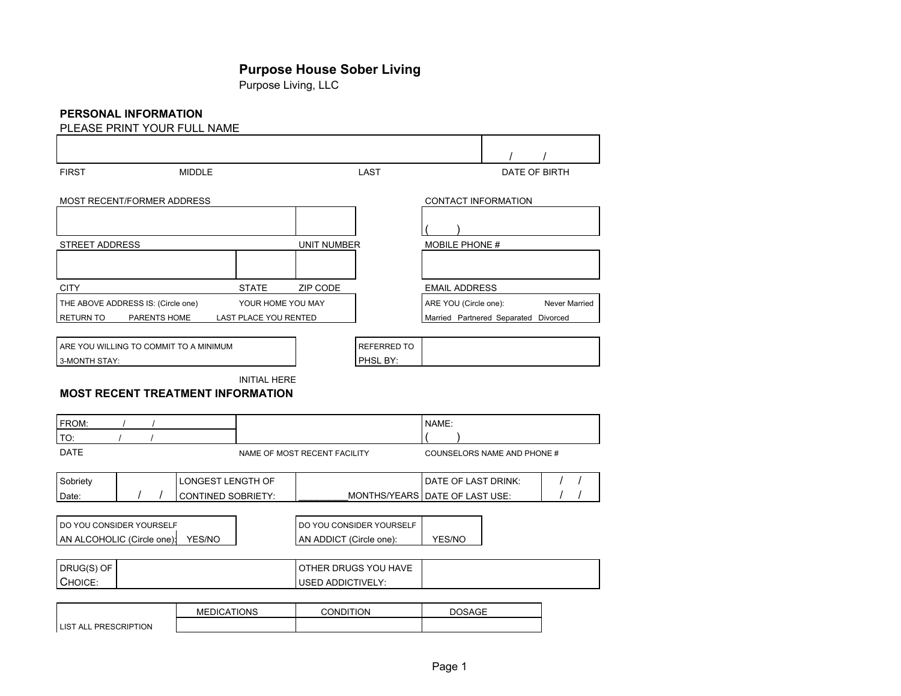# Purpose House Sober Living

Purpose Living, LLC

## PERSONAL INFORMATION

PLEASE PRINT YOUR FULL NAME

| | | | |
|---|---|---|---|
| | | | / / |
| FIRST | MIDDLE | LAST | DATE OF BIRTH |

MOST RECENT/FORMER ADDRESS

| | | |
|---|---|---|
| | | |
| STREET ADDRESS | | UNIT NUMBER |
| | | |
| CITY | STATE | ZIP CODE |

THE ABOVE ADDRESS IS: (Circle one) YOUR HOME YOU MAY RETURN TO PARENTS HOME LAST PLACE YOU RENTED

CONTACT INFORMATION

| |
|---|
| ( ) |
| MOBILE PHONE # |
| |
| EMAIL ADDRESS |

ARE YOU (Circle one): Never Married Married Partnered Separated Divorced

| | | | |
|---|---|---|---|
| ARE YOU WILLING TO COMMIT TO A MINIMUM 3-MONTH STAY: | | REFERRED TO PHSL BY: | |
| | INITIAL HERE | | |

## MOST RECENT TREATMENT INFORMATION

| | | |
|---|---|---|
| FROM: / / <br> TO: / / | | NAME: <br> ( ) |
| DATE | NAME OF MOST RECENT FACILITY | COUNSELORS NAME AND PHONE # |

| | | | | | |
|---|---|---|---|---|---|
| Sobriety Date: | / / | LONGEST LENGTH OF CONTINED SOBRIETY: | ________MONTHS/YEARS | DATE OF LAST DRINK: <br> DATE OF LAST USE: | / / <br> / / |

| | |
|---|---|
| DO YOU CONSIDER YOURSELF AN ALCOHOLIC (Circle one): YES/NO | DO YOU CONSIDER YOURSELF AN ADDICT (Circle one): YES/NO |

| | | | |
|---|---|---|---|
| DRUG(S) OF CHOICE: | | OTHER DRUGS YOU HAVE USED ADDICTIVELY: | |

| | MEDICATIONS | CONDITION | DOSAGE |
|---|---|---|---|
| LIST ALL PRESCRIPTION | | | |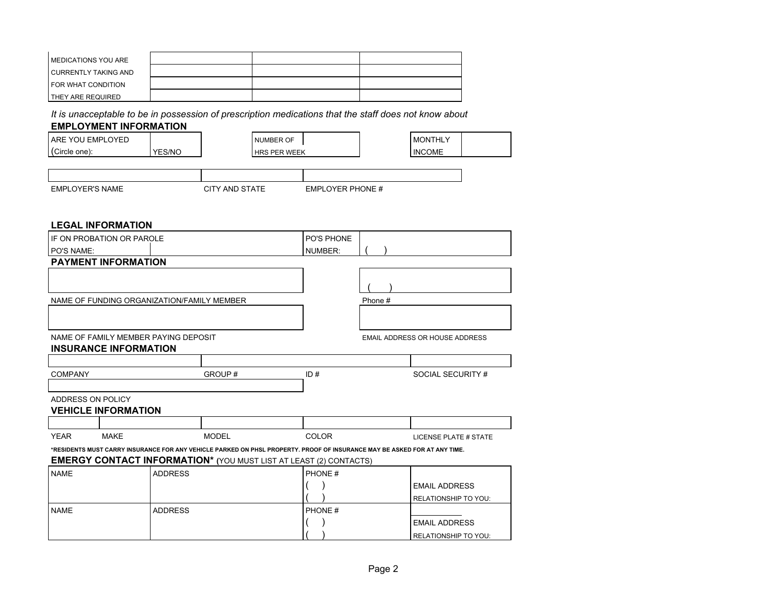| MEDICATIONS YOU ARE CURRENTLY TAKING AND FOR WHAT CONDITION THEY ARE REQUIRED | | | |
|---|---|---|---|
| | | | |
| | | | |
| | | | |

*It is unacceptable to be in possession of prescription medications that the staff does not know about*

**EMPLOYMENT INFORMATION**

| ARE YOU EMPLOYED (Circle one): | YES/NO | NUMBER OF HRS PER WEEK | | MONTHLY INCOME | |
|---|---|---|---|---|---|

| | | |
|---|---|---|
| EMPLOYER'S NAME | CITY AND STATE | EMPLOYER PHONE # |

**LEGAL INFORMATION**

| IF ON PROBATION OR PAROLE PO'S NAME: | | PO'S PHONE NUMBER: | ( ) |
|---|---|---|---|

**PAYMENT INFORMATION**

| | |
|---|---|
| | ( ) |
| NAME OF FUNDING ORGANIZATION/FAMILY MEMBER | Phone # |
| | |
| NAME OF FAMILY MEMBER PAYING DEPOSIT | EMAIL ADDRESS OR HOUSE ADDRESS |

**INSURANCE INFORMATION**

| | | | |
|---|---|---|---|
| COMPANY | GROUP # | ID # | SOCIAL SECURITY # |
| | | | |
| ADDRESS ON POLICY | | | |

**VEHICLE INFORMATION**

| | | | | |
|---|---|---|---|---|
| YEAR | MAKE | MODEL | COLOR | LICENSE PLATE # STATE |

**\*RESIDENTS MUST CARRY INSURANCE FOR ANY VEHICLE PARKED ON PHSL PROPERTY. PROOF OF INSURANCE MAY BE ASKED FOR AT ANY TIME.**

**EMERGY CONTACT INFORMATION\*** (YOU MUST LIST AT LEAST (2) CONTACTS)

| NAME | ADDRESS | PHONE # | |
|---|---|---|---|
| | | ( ) | EMAIL ADDRESS |
| | | ( ) | RELATIONSHIP TO YOU: |
| NAME | ADDRESS | PHONE # | |
| | | ( ) | EMAIL ADDRESS |
| | | ( ) | RELATIONSHIP TO YOU: |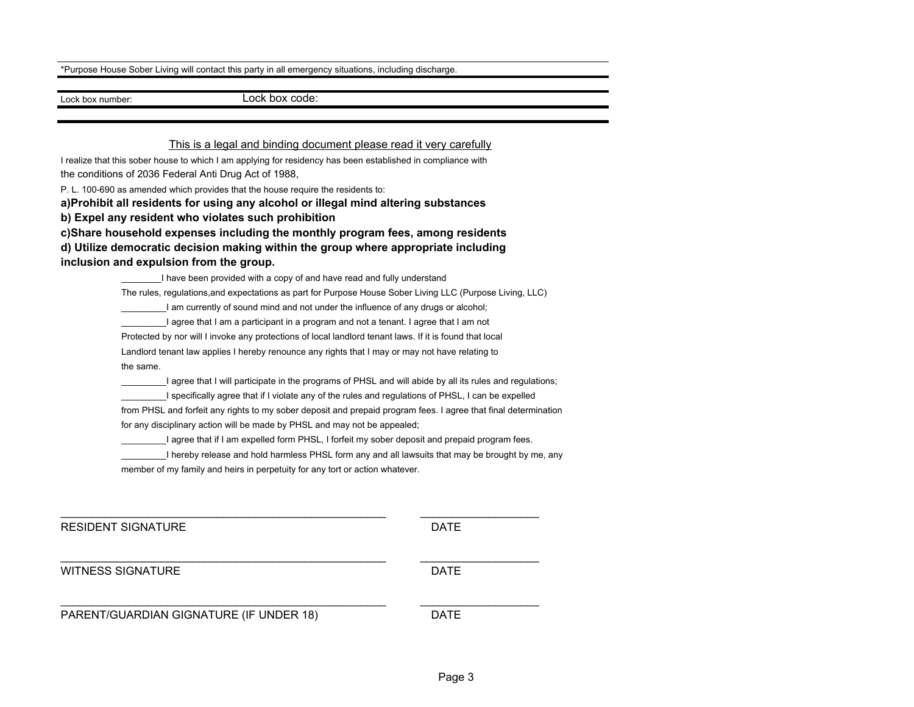*Purpose House Sober Living will contact this party in all emergency situations, including discharge.

Lock box number: Lock box code:

This is a legal and binding document please read it very carefully

I realize that this sober house to which I am applying for residency has been established in compliance with the conditions of 2036 Federal Anti Drug Act of 1988,

P. L. 100-690 as amended which provides that the house require the residents to:

**a)Prohibit all residents for using any alcohol or illegal mind altering substances**

**b) Expel any resident who violates such prohibition**

**c)Share household expenses including the monthly program fees, among residents**

**d) Utilize democratic decision making within the group where appropriate including inclusion and expulsion from the group.**

________I have been provided with a copy of and have read and fully understand The rules, regulations,and expectations as part for Purpose House Sober Living LLC (Purpose Living, LLC)

_________I am currently of sound mind and not under the influence of any drugs or alcohol;

_________I agree that I am a participant in a program and not a tenant. I agree that I am not Protected by nor will I invoke any protections of local landlord tenant laws. If it is found that local Landlord tenant law applies I hereby renounce any rights that I may or may not have relating to the same.

_________I agree that I will participate in the programs of PHSL and will abide by all its rules and regulations;

_________I specifically agree that if I violate any of the rules and regulations of PHSL, I can be expelled from PHSL and forfeit any rights to my sober deposit and prepaid program fees. I agree that final determination for any disciplinary action will be made by PHSL and may not be appealed;

_________I agree that if I am expelled form PHSL, I forfeit my sober deposit and prepaid program fees.

_________I hereby release and hold harmless PHSL form any and all lawsuits that may be brought by me, any member of my family and heirs in perpetuity for any tort or action whatever.

_______________________________________________ ________________

RESIDENT SIGNATURE DATE

_______________________________________________ ________________

WITNESS SIGNATURE DATE

_______________________________________________ ________________

PARENT/GUARDIAN GIGNATURE (IF UNDER 18) DATE